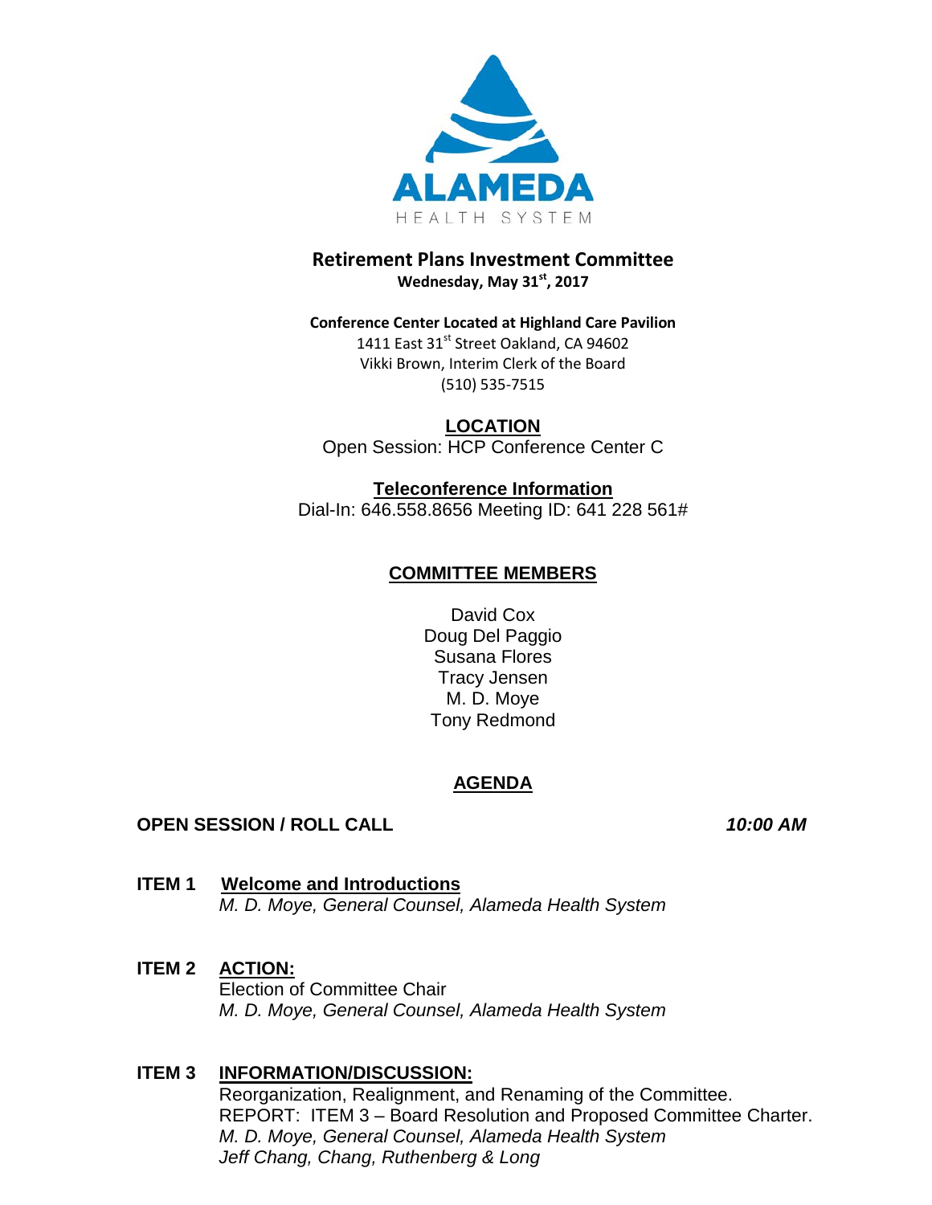ALAMEDA

HEALTH SYSTEM

# Retirement Plans Investment Committee

**Wednesday, May 31st, 2017**

**Conference Center Located at Highland Care Pavilion**

1411 East 31st Street Oakland, CA 94602

Vikki Brown, Interim Clerk of the Board

(510) 535-7515

## LOCATION

Open Session: HCP Conference Center C

## Teleconference Information

Dial-In: 646.558.8656 Meeting ID: 641 228 561#

## COMMITTEE MEMBERS

David Cox

Doug Del Paggio

Susana Flores

Tracy Jensen

M. D. Moye

Tony Redmond

## AGENDA

**OPEN SESSION / ROLL CALL** *10:00 AM*

**ITEM 1** **Welcome and Introductions**

*M. D. Moye, General Counsel, Alameda Health System*

**ITEM 2** **ACTION:**

Election of Committee Chair

*M. D. Moye, General Counsel, Alameda Health System*

**ITEM 3** **INFORMATION/DISCUSSION:**

Reorganization, Realignment, and Renaming of the Committee.

REPORT: ITEM 3 – Board Resolution and Proposed Committee Charter.

*M. D. Moye, General Counsel, Alameda Health System*

*Jeff Chang, Chang, Ruthenberg & Long*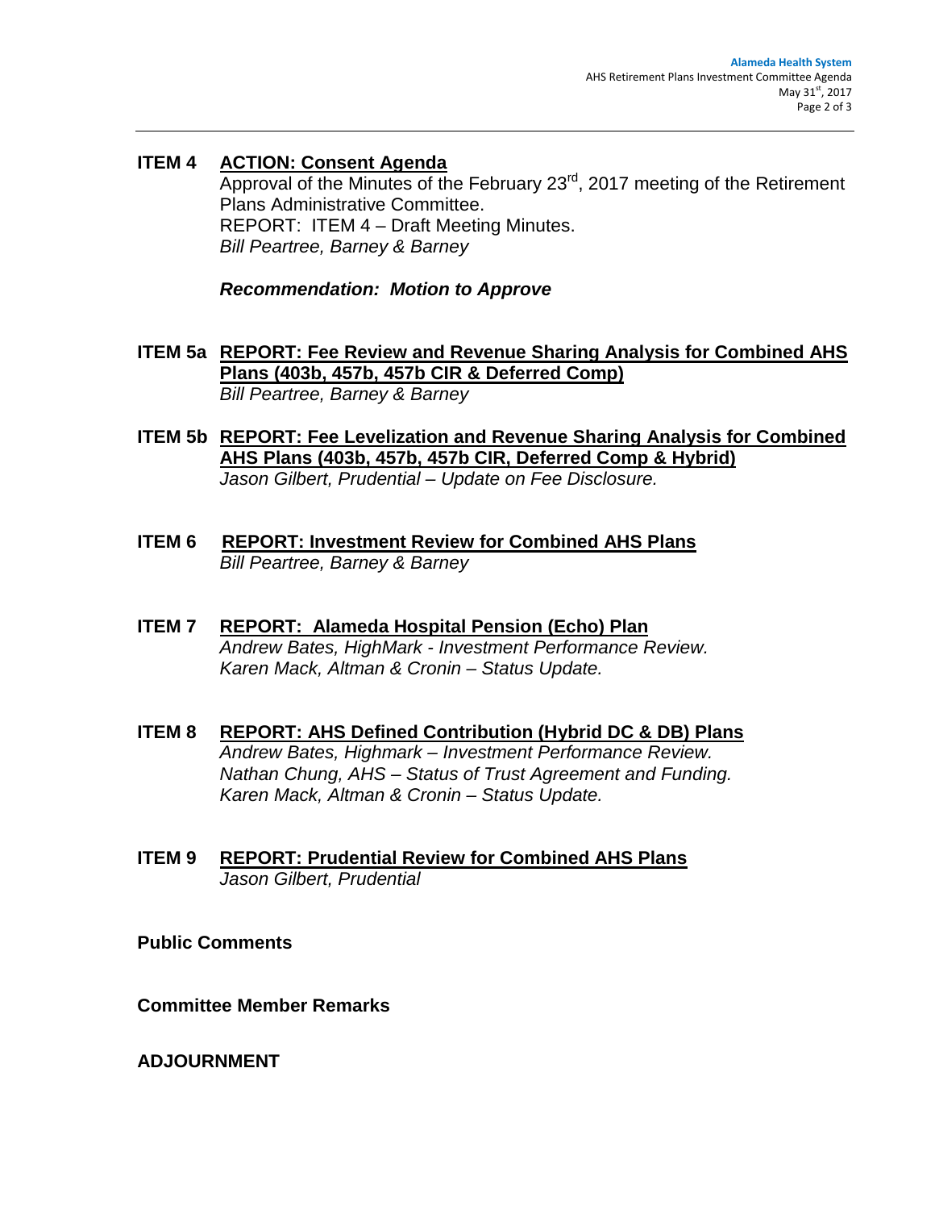**ITEM 4 ACTION: Consent Agenda**

Approval of the Minutes of the February 23rd, 2017 meeting of the Retirement Plans Administrative Committee.
REPORT: ITEM 4 – Draft Meeting Minutes.
*Bill Peartree, Barney & Barney*

***Recommendation: Motion to Approve***

**ITEM 5a REPORT: Fee Review and Revenue Sharing Analysis for Combined AHS Plans (403b, 457b, 457b CIR & Deferred Comp)**

*Bill Peartree, Barney & Barney*

**ITEM 5b REPORT: Fee Levelization and Revenue Sharing Analysis for Combined AHS Plans (403b, 457b, 457b CIR, Deferred Comp & Hybrid)**

*Jason Gilbert, Prudential – Update on Fee Disclosure.*

**ITEM 6 REPORT: Investment Review for Combined AHS Plans**

*Bill Peartree, Barney & Barney*

**ITEM 7 REPORT: Alameda Hospital Pension (Echo) Plan**

*Andrew Bates, HighMark - Investment Performance Review.*
*Karen Mack, Altman & Cronin – Status Update.*

**ITEM 8 REPORT: AHS Defined Contribution (Hybrid DC & DB) Plans**

*Andrew Bates, Highmark – Investment Performance Review.*
*Nathan Chung, AHS – Status of Trust Agreement and Funding.*
*Karen Mack, Altman & Cronin – Status Update.*

**ITEM 9 REPORT: Prudential Review for Combined AHS Plans**

*Jason Gilbert, Prudential*

**Public Comments**

**Committee Member Remarks**

**ADJOURNMENT**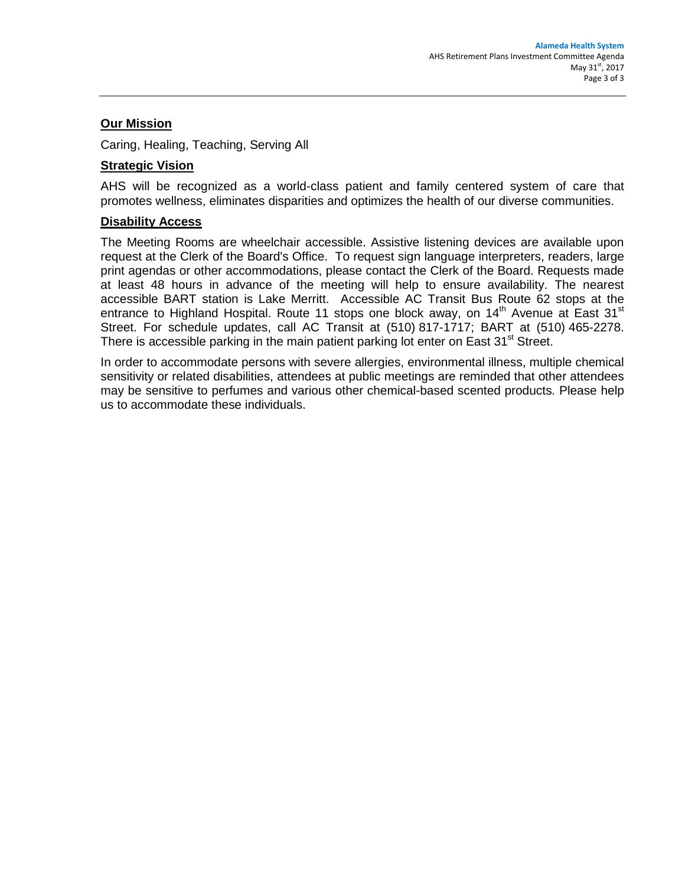## Our Mission

Caring, Healing, Teaching, Serving All

## Strategic Vision

AHS will be recognized as a world-class patient and family centered system of care that promotes wellness, eliminates disparities and optimizes the health of our diverse communities.

## Disability Access

The Meeting Rooms are wheelchair accessible. Assistive listening devices are available upon request at the Clerk of the Board's Office. To request sign language interpreters, readers, large print agendas or other accommodations, please contact the Clerk of the Board. Requests made at least 48 hours in advance of the meeting will help to ensure availability. The nearest accessible BART station is Lake Merritt. Accessible AC Transit Bus Route 62 stops at the entrance to Highland Hospital. Route 11 stops one block away, on 14th Avenue at East 31st Street. For schedule updates, call AC Transit at (510) 817-1717; BART at (510) 465-2278. There is accessible parking in the main patient parking lot enter on East 31st Street.

In order to accommodate persons with severe allergies, environmental illness, multiple chemical sensitivity or related disabilities, attendees at public meetings are reminded that other attendees may be sensitive to perfumes and various other chemical-based scented products. Please help us to accommodate these individuals.